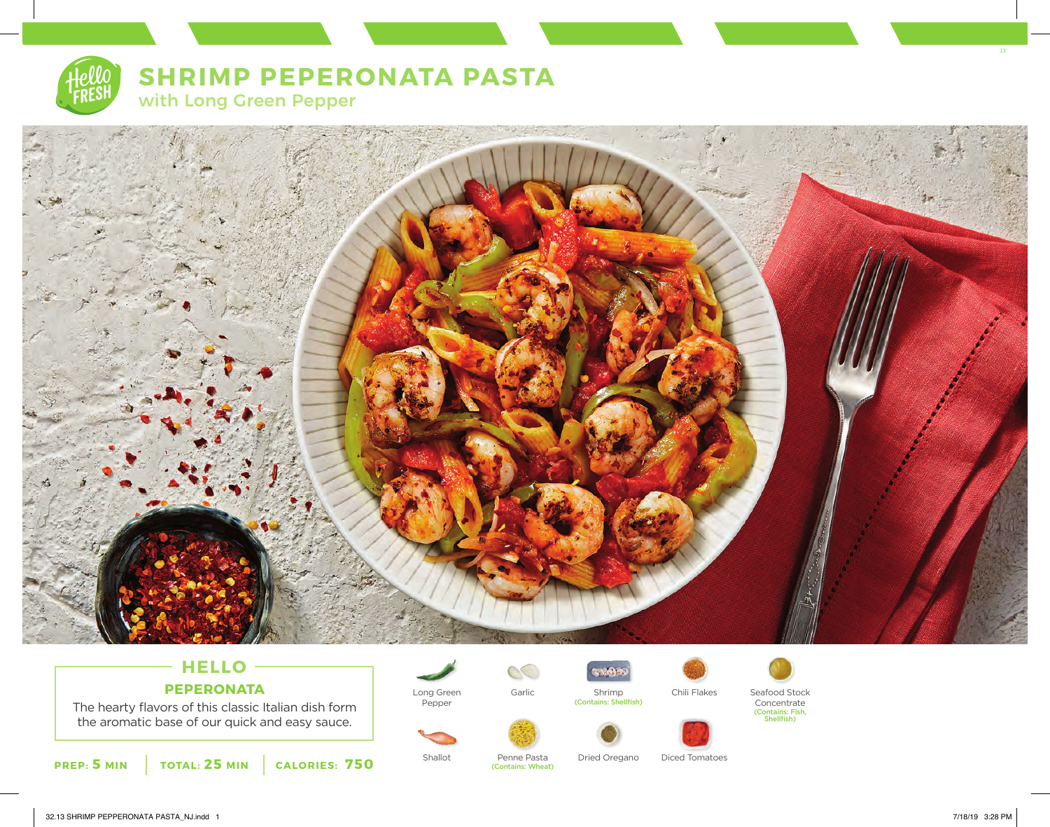# SHRIMP PEPERONATA PASTA

## with Long Green Pepper

## HELLO

### PEPERONATA

The hearty flavors of this classic Italian dish form the aromatic base of our quick and easy sauce.

**PREP: 5 MIN** | **TOTAL: 25 MIN** | **CALORIES: 750**

- Long Green Pepper
- Garlic
- Shrimp (Contains: Shellfish)
- Chili Flakes
- Seafood Stock Concentrate (Contains: Fish, Shellfish)
- Shallot
- Penne Pasta (Contains: Wheat)
- Dried Oregano
- Diced Tomatoes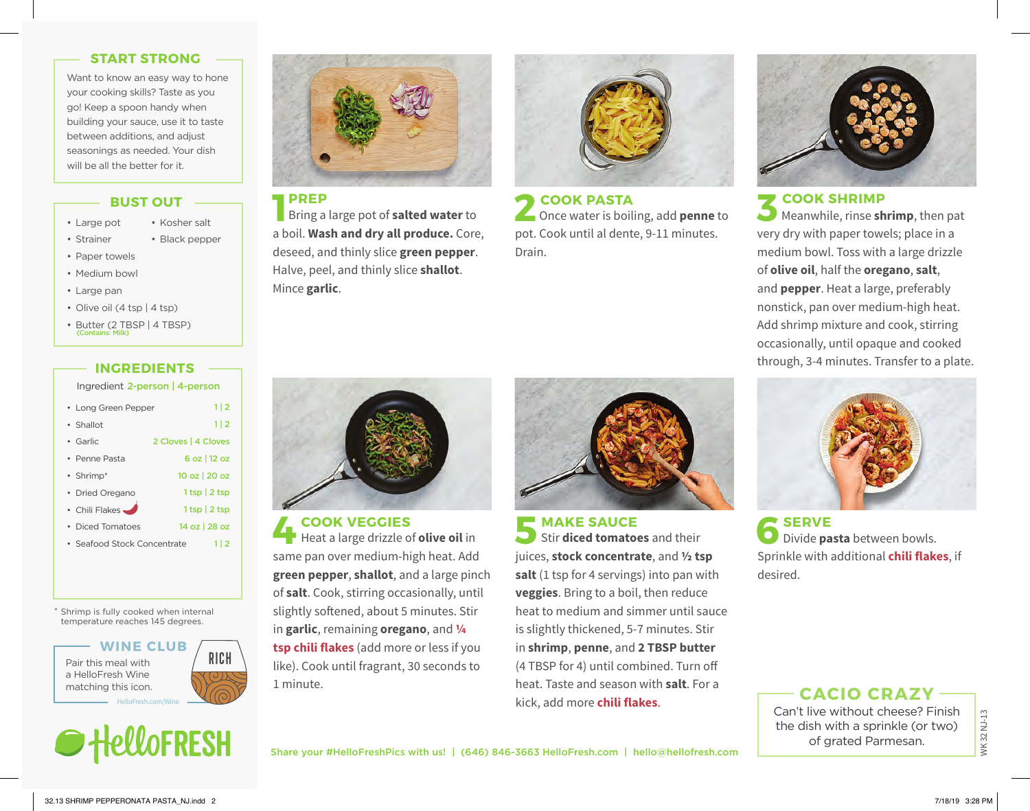## START STRONG

Want to know an easy way to hone your cooking skills? Taste as you go! Keep a spoon handy when building your sauce, use it to taste between additions, and adjust seasonings as needed. Your dish will be all the better for it.

## BUST OUT

- Large pot
- Strainer
- Paper towels
- Medium bowl
- Large pan
- Olive oil (4 tsp | 4 tsp)
- Butter (2 TBSP | 4 TBSP) (Contains: Milk)
- Kosher salt
- Black pepper

## INGREDIENTS

| Ingredient | 2-person \| 4-person |
|---|---|
| Long Green Pepper | 1 \| 2 |
| Shallot | 1 \| 2 |
| Garlic | 2 Cloves \| 4 Cloves |
| Penne Pasta | 6 oz \| 12 oz |
| Shrimp* | 10 oz \| 20 oz |
| Dried Oregano | 1 tsp \| 2 tsp |
| Chili Flakes | 1 tsp \| 2 tsp |
| Diced Tomatoes | 14 oz \| 28 oz |
| Seafood Stock Concentrate | 1 \| 2 |

* Shrimp is fully cooked when internal temperature reaches 145 degrees.

## WINE CLUB

Pair this meal with a HelloFresh Wine matching this icon.

RICH

HelloFresh.com/Wine

HelloFRESH

## 1 PREP

Bring a large pot of **salted water** to a boil. **Wash and dry all produce.** Core, deseed, and thinly slice **green pepper**. Halve, peel, and thinly slice **shallot**. Mince **garlic**.

## 2 COOK PASTA

Once water is boiling, add **penne** to pot. Cook until al dente, 9-11 minutes. Drain.

## 3 COOK SHRIMP

Meanwhile, rinse **shrimp**, then pat very dry with paper towels; place in a medium bowl. Toss with a large drizzle of **olive oil**, half the **oregano**, **salt**, and **pepper**. Heat a large, preferably nonstick, pan over medium-high heat. Add shrimp mixture and cook, stirring occasionally, until opaque and cooked through, 3-4 minutes. Transfer to a plate.

## 4 COOK VEGGIES

Heat a large drizzle of **olive oil** in same pan over medium-high heat. Add **green pepper**, **shallot**, and a large pinch of **salt**. Cook, stirring occasionally, until slightly softened, about 5 minutes. Stir in **garlic**, remaining **oregano**, and **¼ tsp chili flakes** (add more or less if you like). Cook until fragrant, 30 seconds to 1 minute.

## 5 MAKE SAUCE

Stir **diced tomatoes** and their juices, **stock concentrate**, and **½ tsp salt** (1 tsp for 4 servings) into pan with **veggies**. Bring to a boil, then reduce heat to medium and simmer until sauce is slightly thickened, 5-7 minutes. Stir in **shrimp**, **penne**, and **2 TBSP butter** (4 TBSP for 4) until combined. Turn off heat. Taste and season with **salt**. For a kick, add more **chili flakes**.

## 6 SERVE

Divide **pasta** between bowls. Sprinkle with additional **chili flakes**, if desired.

## CACIO CRAZY

Can't live without cheese? Finish the dish with a sprinkle (or two) of grated Parmesan.

Share your #HelloFreshPics with us! | (646) 846-3663 HelloFresh.com | hello@hellofresh.com

WK 32 NJ-13